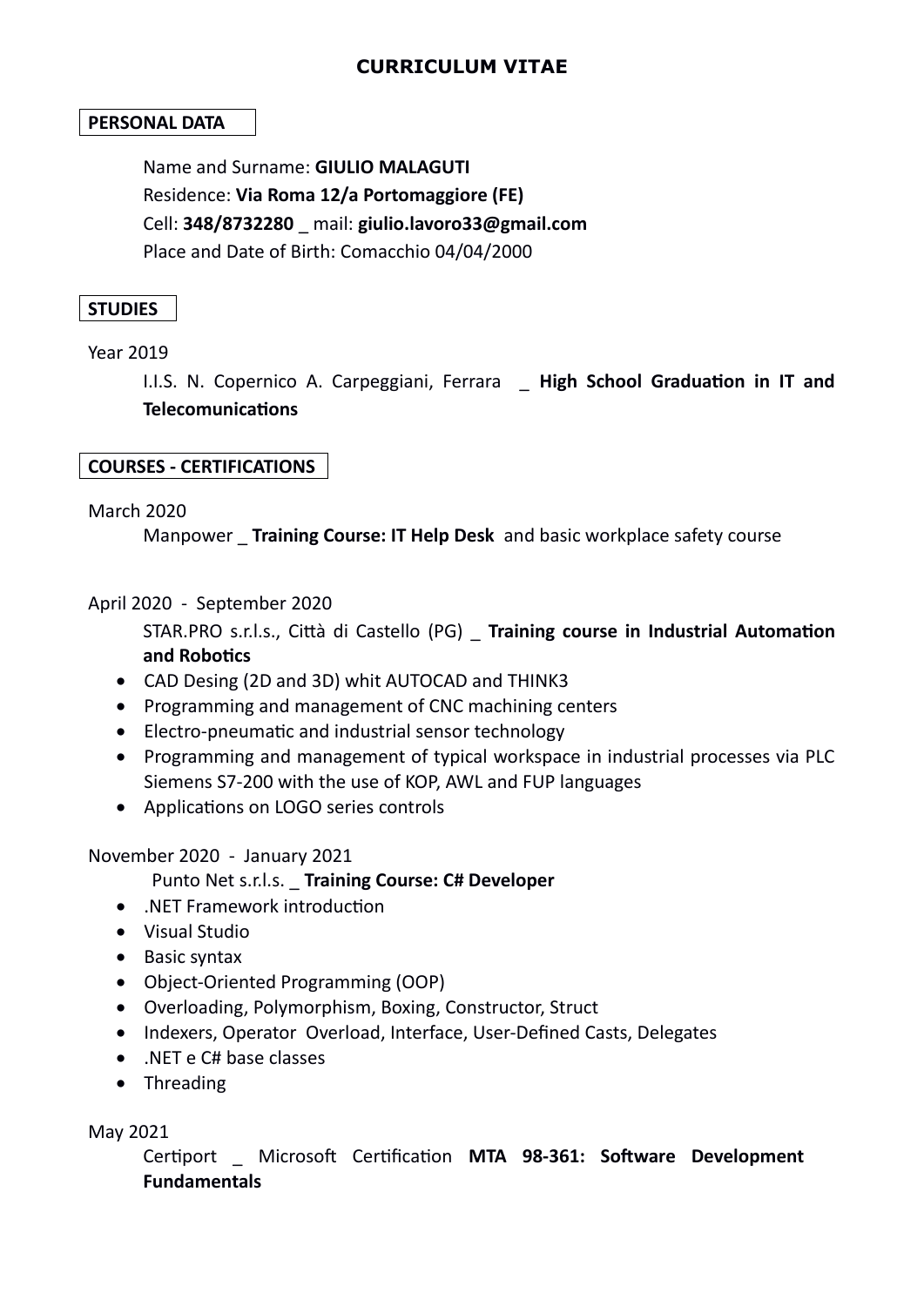# CURRICULUM VITAE

## PERSONAL DATA

Name and Surname: **GIULIO MALAGUTI**
Residence: **Via Roma 12/a Portomaggiore (FE)**
Cell: **348/8732280** _ mail: **giulio.lavoro33@gmail.com**
Place and Date of Birth: Comacchio 04/04/2000

## STUDIES

Year 2019

I.I.S. N. Copernico A. Carpeggiani, Ferrara _ **High School Graduation in IT and Telecomunications**

## COURSES - CERTIFICATIONS

March 2020

Manpower _ **Training Course: IT Help Desk** and basic workplace safety course

April 2020 - September 2020

STAR.PRO s.r.l.s., Città di Castello (PG) _ **Training course in Industrial Automation and Robotics**

- CAD Desing (2D and 3D) whit AUTOCAD and THINK3
- Programming and management of CNC machining centers
- Electro-pneumatic and industrial sensor technology
- Programming and management of typical workspace in industrial processes via PLC Siemens S7-200 with the use of KOP, AWL and FUP languages
- Applications on LOGO series controls

November 2020 - January 2021

Punto Net s.r.l.s. _ **Training Course: C# Developer**

- .NET Framework introduction
- Visual Studio
- Basic syntax
- Object-Oriented Programming (OOP)
- Overloading, Polymorphism, Boxing, Constructor, Struct
- Indexers, Operator Overload, Interface, User-Defined Casts, Delegates
- .NET e C# base classes
- Threading

May 2021

Certiport _ Microsoft Certification **MTA 98-361: Software Development Fundamentals**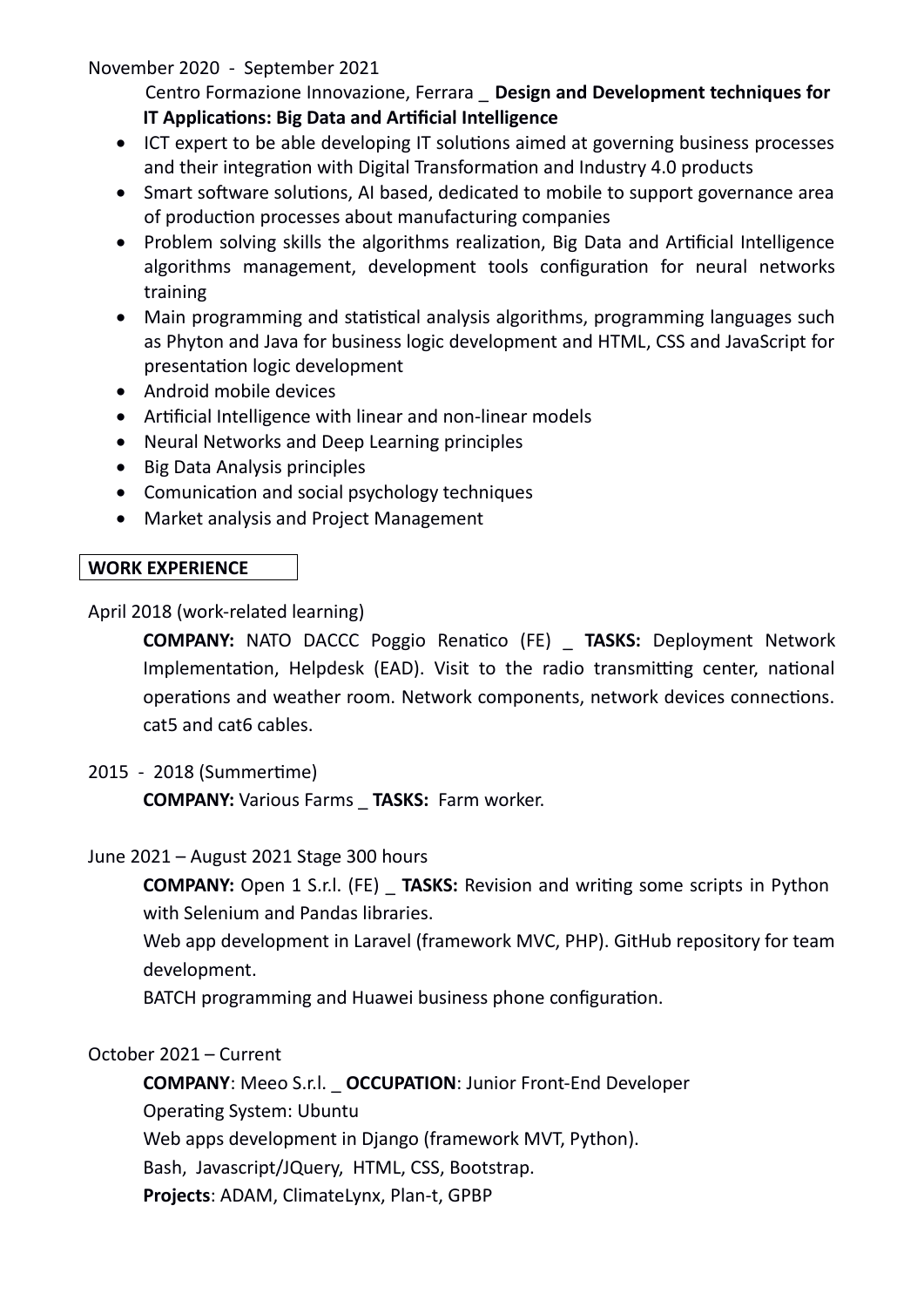November 2020 - September 2021

Centro Formazione Innovazione, Ferrara _ **Design and Development techniques for IT Applications: Big Data and Artificial Intelligence**

- ICT expert to be able developing IT solutions aimed at governing business processes and their integration with Digital Transformation and Industry 4.0 products
- Smart software solutions, AI based, dedicated to mobile to support governance area of production processes about manufacturing companies
- Problem solving skills the algorithms realization, Big Data and Artificial Intelligence algorithms management, development tools configuration for neural networks training
- Main programming and statistical analysis algorithms, programming languages such as Phyton and Java for business logic development and HTML, CSS and JavaScript for presentation logic development
- Android mobile devices
- Artificial Intelligence with linear and non-linear models
- Neural Networks and Deep Learning principles
- Big Data Analysis principles
- Comunication and social psychology techniques
- Market analysis and Project Management

## WORK EXPERIENCE

April 2018 (work-related learning)

**COMPANY:** NATO DACCC Poggio Renatico (FE) _ **TASKS:** Deployment Network Implementation, Helpdesk (EAD). Visit to the radio transmitting center, national operations and weather room. Network components, network devices connections. cat5 and cat6 cables.

2015 - 2018 (Summertime)

**COMPANY:** Various Farms _ **TASKS:** Farm worker.

June 2021 – August 2021 Stage 300 hours

**COMPANY:** Open 1 S.r.l. (FE) _ **TASKS:** Revision and writing some scripts in Python with Selenium and Pandas libraries.

Web app development in Laravel (framework MVC, PHP). GitHub repository for team development.

BATCH programming and Huawei business phone configuration.

October 2021 – Current

**COMPANY**: Meeo S.r.l. _ **OCCUPATION**: Junior Front-End Developer

Operating System: Ubuntu

Web apps development in Django (framework MVT, Python).

Bash, Javascript/JQuery, HTML, CSS, Bootstrap.

**Projects**: ADAM, ClimateLynx, Plan-t, GPBP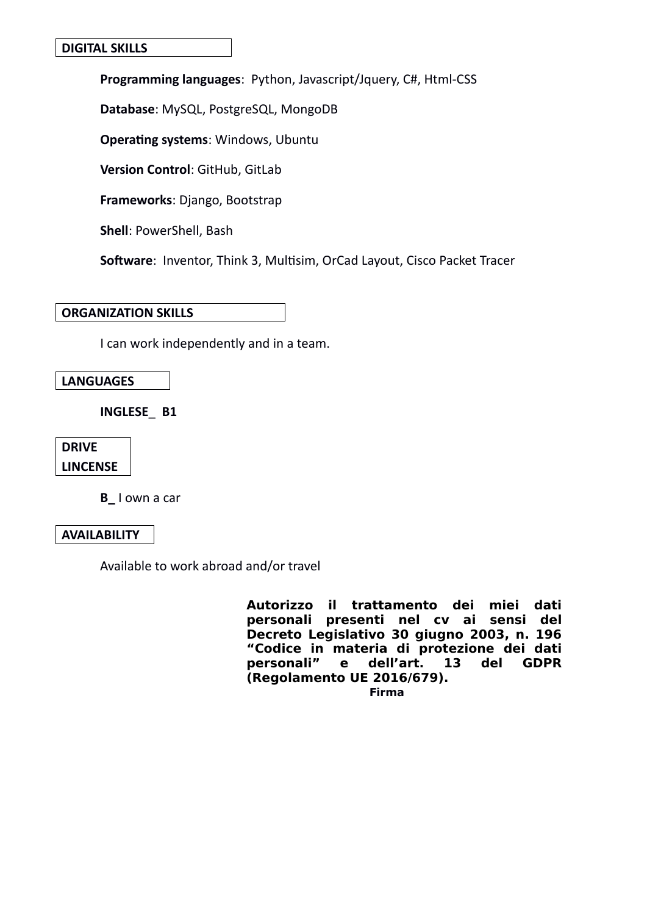## DIGITAL SKILLS

**Programming languages**: Python, Javascript/Jquery, C#, Html-CSS

**Database**: MySQL, PostgreSQL, MongoDB

**Operating systems**: Windows, Ubuntu

**Version Control**: GitHub, GitLab

**Frameworks**: Django, Bootstrap

**Shell**: PowerShell, Bash

**Software**: Inventor, Think 3, Multisim, OrCad Layout, Cisco Packet Tracer

## ORGANIZATION SKILLS

I can work independently and in a team.

## LANGUAGES

**INGLESE_ B1**

## DRIVE LINCENSE

**B_** I own a car

## AVAILABILITY

Available to work abroad and/or travel

**Autorizzo il trattamento dei miei dati personali presenti nel cv ai sensi del Decreto Legislativo 30 giugno 2003, n. 196 "Codice in materia di protezione dei dati personali" e dell'art. 13 del GDPR (Regolamento UE 2016/679).**

**Firma**